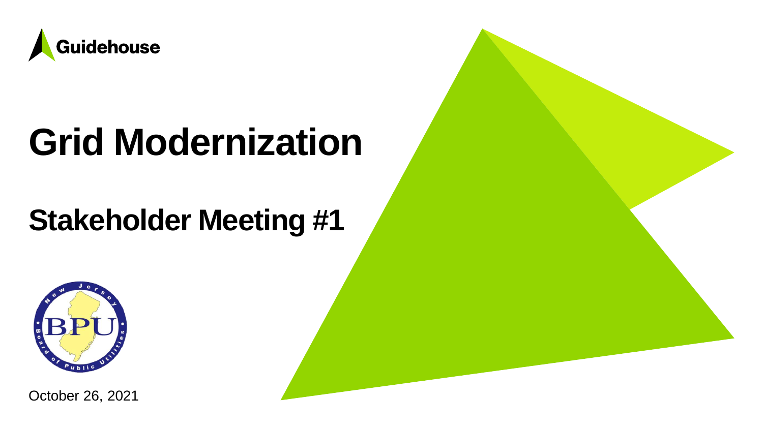Guidehouse

# Grid Modernization

## Stakeholder Meeting #1

New Jersey BPU Board of Public Utilities

October 26, 2021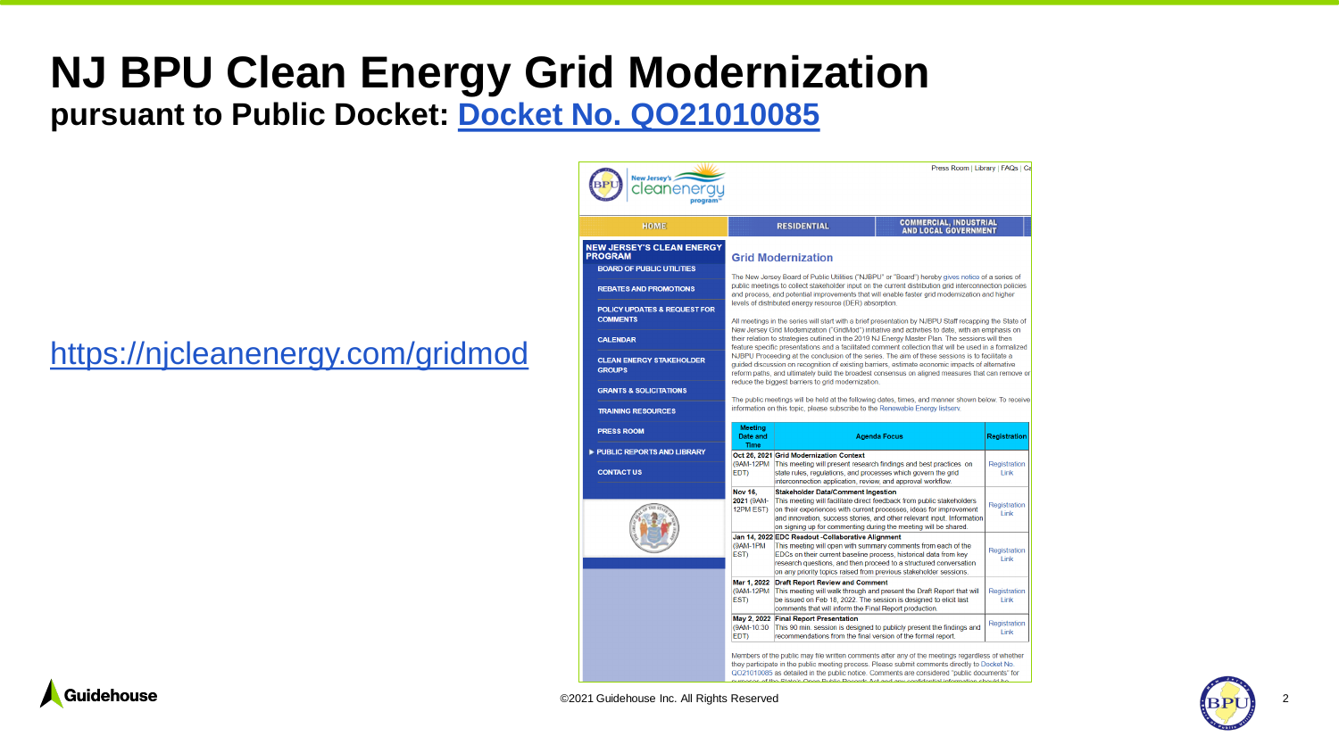# NJ BPU Clean Energy Grid Modernization

**pursuant to Public Docket: [Docket No. QO21010085]()**

https://njcleanenergy.com/gridmod

Press Room | Library | FAQs | Ca

New Jersey's cleanenergy program

HOME | RESIDENTIAL | COMMERCIAL, INDUSTRIAL AND LOCAL GOVERNMENT

NEW JERSEY'S CLEAN ENERGY PROGRAM

- BOARD OF PUBLIC UTILITIES
- REBATES AND PROMOTIONS
- POLICY UPDATES & REQUEST FOR COMMENTS
- CALENDAR
- CLEAN ENERGY STAKEHOLDER GROUPS
- GRANTS & SOLICITATIONS
- TRAINING RESOURCES
- PRESS ROOM
- PUBLIC REPORTS AND LIBRARY
- CONTACT US

## Grid Modernization

The New Jersey Board of Public Utilities ("NJBPU" or "Board") hereby gives notice of a series of public meetings to collect stakeholder input on the current distribution grid interconnection policies and process, and potential improvements that will enable faster grid modernization and higher levels of distributed energy resource (DER) absorption.

All meetings in the series will start with a brief presentation by NJBPU Staff recapping the State of New Jersey Grid Modernization ("GridMod") initiative and activities to date, with an emphasis on their relation to strategies outlined in the 2019 NJ Energy Master Plan. The sessions will then feature specific presentations and a facilitated comment collection that will be used in a formalized NJBPU Proceeding at the conclusion of the series. The aim of these sessions is to facilitate a guided discussion on recognition of existing barriers, estimate economic impacts of alternative reform paths, and ultimately build the broadest consensus on aligned measures that can remove or reduce the biggest barriers to grid modernization.

The public meetings will be held at the following dates, times, and manner shown below. To receive information on this topic, please subscribe to the Renewable Energy listserv.

| Meeting Date and Time | Agenda Focus | Registration |
| --- | --- | --- |
| Oct 26, 2021 (9AM-12PM EDT) | **Grid Modernization Context** This meeting will present research findings and best practices on state rules, regulations, and processes which govern the grid interconnection application, review, and approval workflow. | Registration Link |
| Nov 16, 2021 (9AM-12PM EST) | **Stakeholder Data/Comment Ingestion** This meeting will facilitate direct feedback from public stakeholders on their experiences with current processes, ideas for improvement and innovation, success stories, and other relevant input. Information on signing up for commenting during the meeting will be shared. | Registration Link |
| Jan 14, 2022 (9AM-1PM EST) | **EDC Readout -Collaborative Alignment** This meeting will open with summary comments from each of the EDCs on their current baseline process, historical data from key research questions, and then proceed to a structured conversation on any priority topics raised from previous stakeholder sessions. | Registration Link |
| Mar 1, 2022 (9AM-12PM EST) | **Draft Report Review and Comment** This meeting will walk through and present the Draft Report that will be issued on Feb 18, 2022. The session is designed to elicit last comments that will inform the Final Report production. | Registration Link |
| May 2, 2022 (9AM-10:30 EDT) | **Final Report Presentation** This 90 min. session is designed to publicly present the findings and recommendations from the final version of the formal report. | Registration Link |

Members of the public may file written comments after any of the meetings regardless of whether they participate in the public meeting process. Please submit comments directly to Docket No. QO21010085 as detailed in the public notice. Comments are considered "public documents" for

©2021 Guidehouse Inc. All Rights Reserved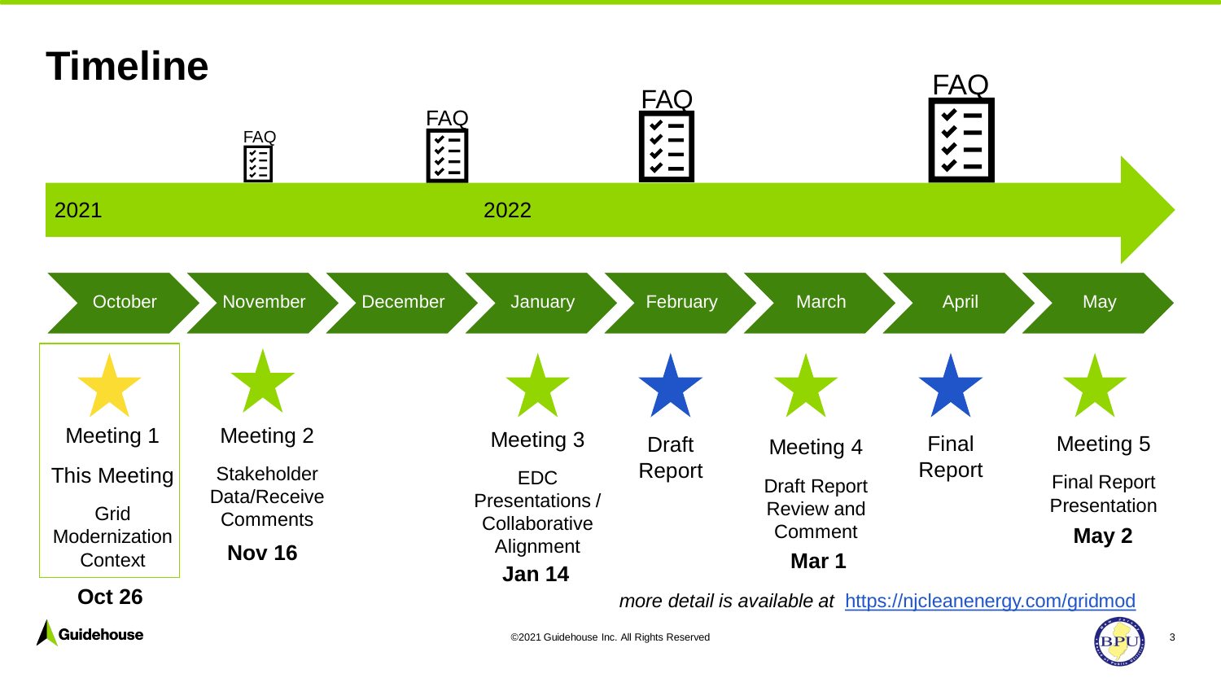# Timeline

FAQ

FAQ

FAQ

FAQ

2021

2022

October | November | December | January | February | March | April | May

**Meeting 1**
This Meeting
Grid Modernization Context
**Oct 26**

**Meeting 2**
Stakeholder Data/Receive Comments
**Nov 16**

**Meeting 3**
EDC Presentations / Collaborative Alignment
**Jan 14**

**Draft Report**

**Meeting 4**
Draft Report Review and Comment
**Mar 1**

**Final Report**

**Meeting 5**
Final Report Presentation
**May 2**

*more detail is available at* https://njcleanenergy.com/gridmod

Guidehouse

©2021 Guidehouse Inc. All Rights Reserved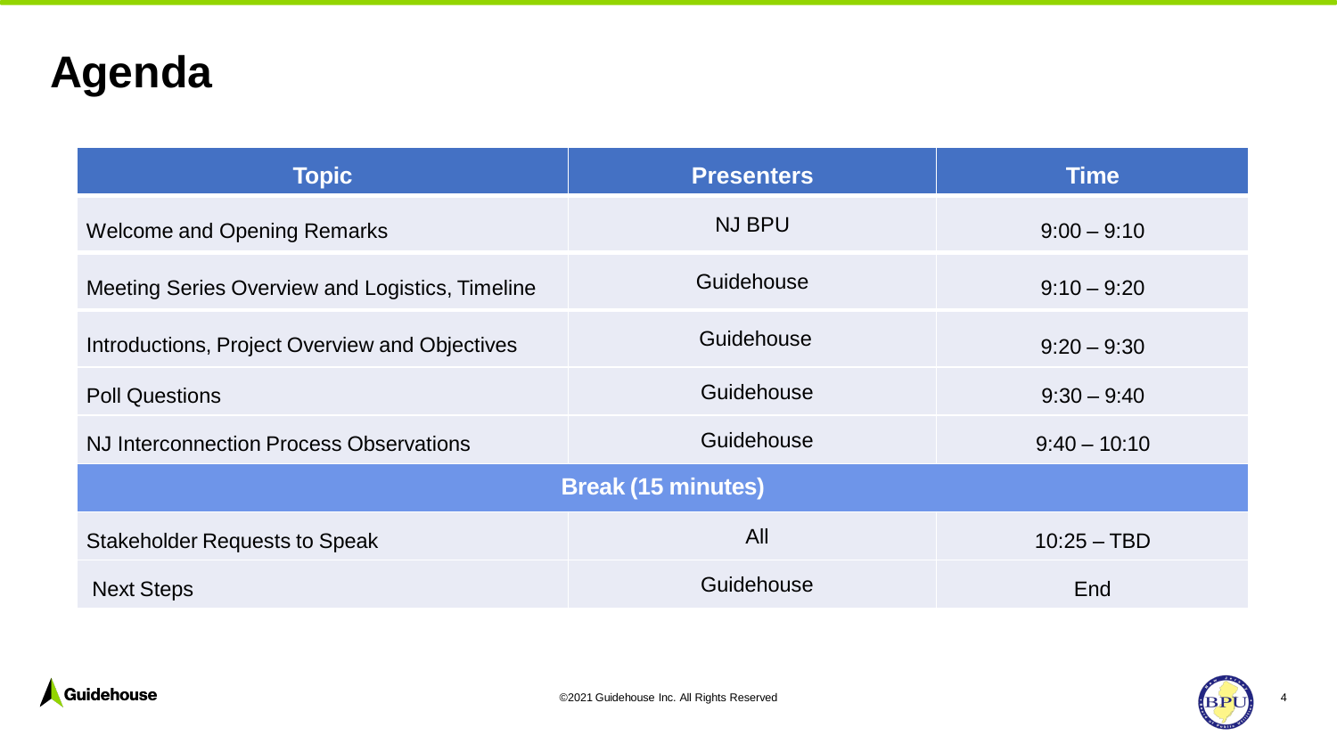# Agenda

| Topic | Presenters | Time |
|---|---|---|
| Welcome and Opening Remarks | NJ BPU | 9:00 – 9:10 |
| Meeting Series Overview and Logistics, Timeline | Guidehouse | 9:10 – 9:20 |
| Introductions, Project Overview and Objectives | Guidehouse | 9:20 – 9:30 |
| Poll Questions | Guidehouse | 9:30 – 9:40 |
| NJ Interconnection Process Observations | Guidehouse | 9:40 – 10:10 |
| **Break (15 minutes)** | | |
| Stakeholder Requests to Speak | All | 10:25 – TBD |
| Next Steps | Guidehouse | End |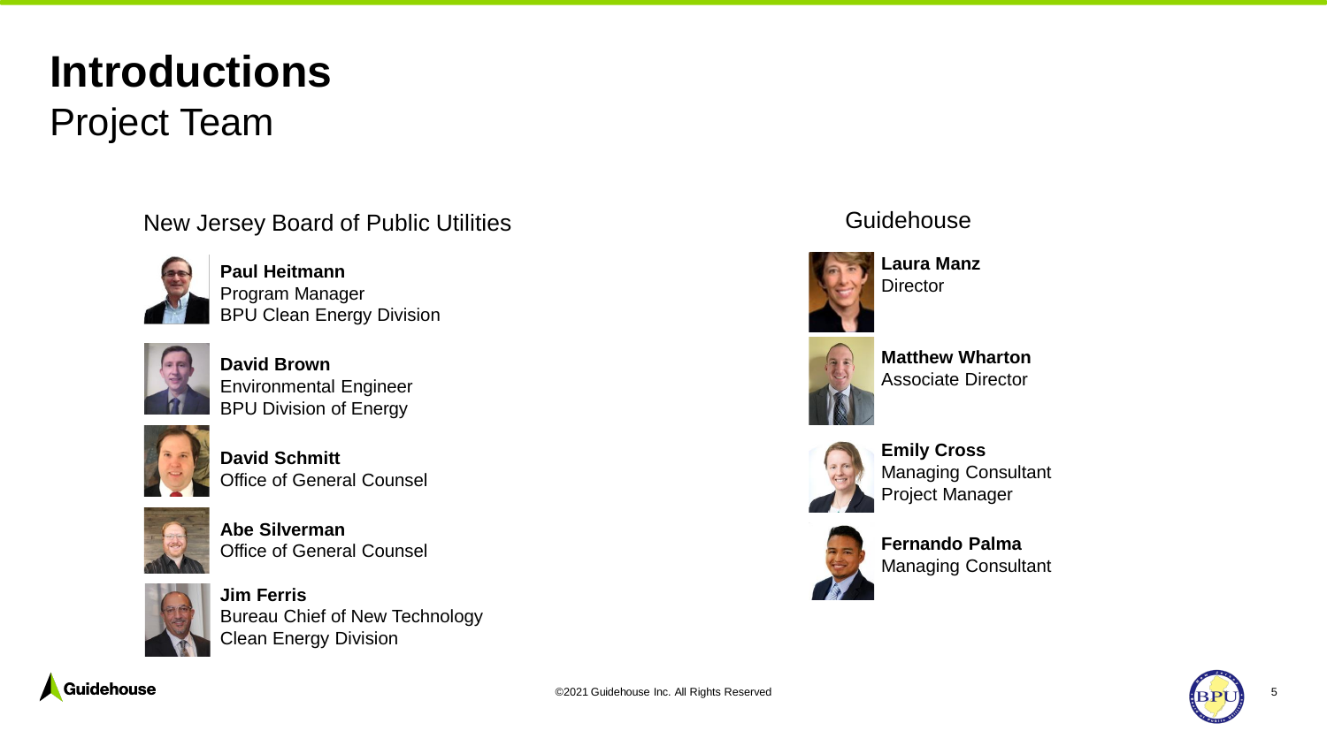# Introductions

## Project Team

### New Jersey Board of Public Utilities

**Paul Heitmann**
Program Manager
BPU Clean Energy Division

**David Brown**
Environmental Engineer
BPU Division of Energy

**David Schmitt**
Office of General Counsel

**Abe Silverman**
Office of General Counsel

**Jim Ferris**
Bureau Chief of New Technology
Clean Energy Division

### Guidehouse

**Laura Manz**
Director

**Matthew Wharton**
Associate Director

**Emily Cross**
Managing Consultant
Project Manager

**Fernando Palma**
Managing Consultant

©2021 Guidehouse Inc. All Rights Reserved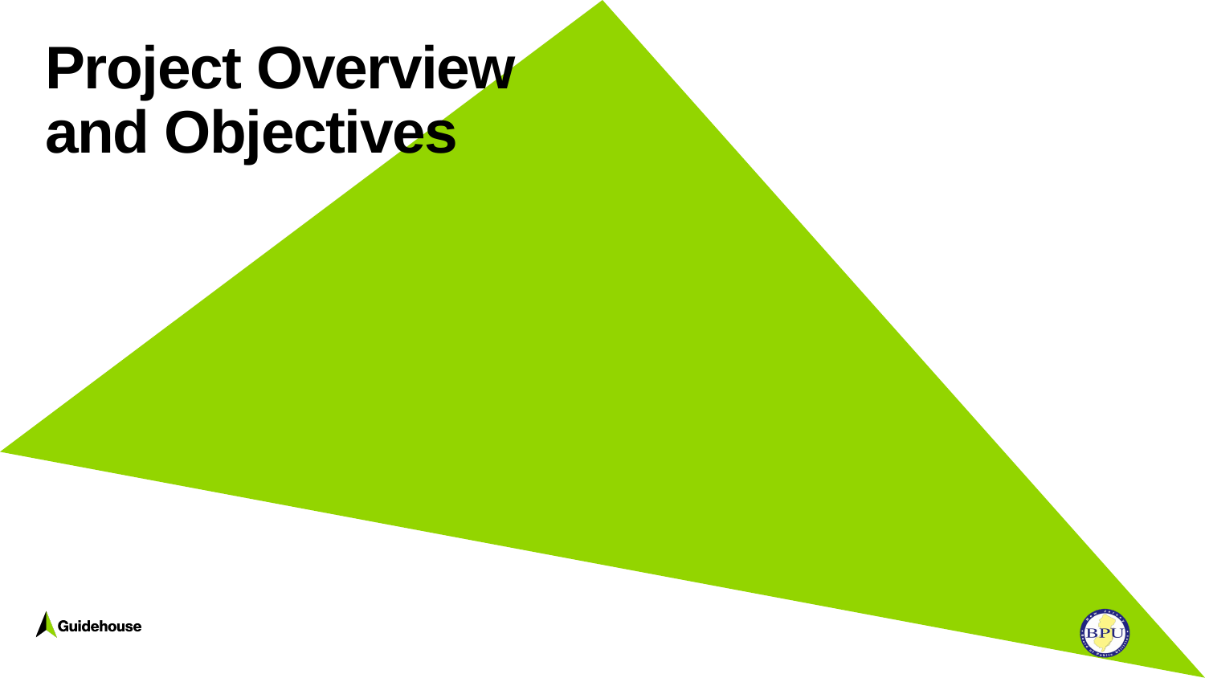# Project Overview and Objectives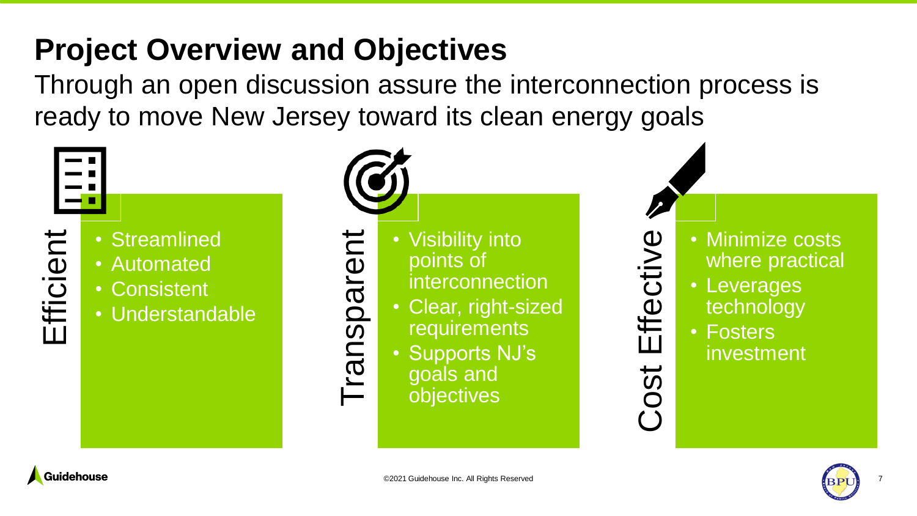# Project Overview and Objectives

Through an open discussion assure the interconnection process is ready to move New Jersey toward its clean energy goals

## Efficient

- Streamlined
- Automated
- Consistent
- Understandable

## Transparent

- Visibility into points of interconnection
- Clear, right-sized requirements
- Supports NJ's goals and objectives

## Cost Effective

- Minimize costs where practical
- Leverages technology
- Fosters investment

©2021 Guidehouse Inc. All Rights Reserved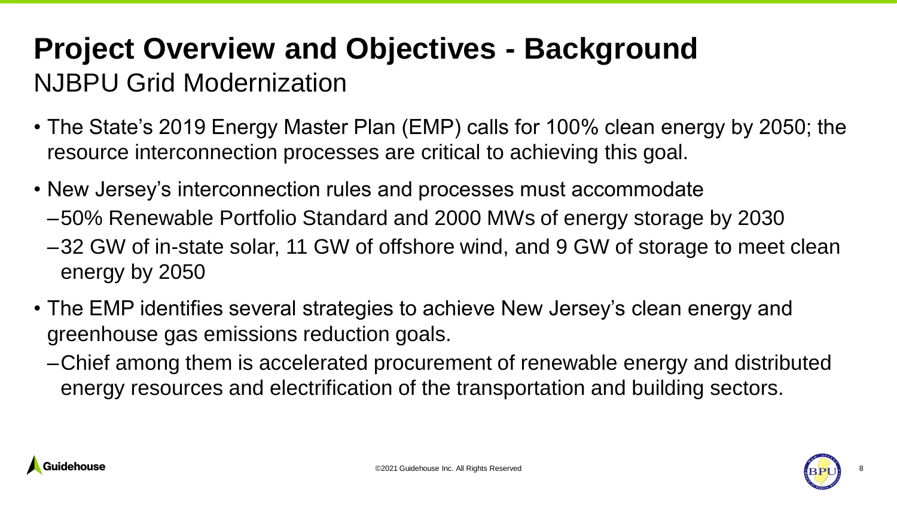# Project Overview and Objectives - Background

## NJBPU Grid Modernization

- The State's 2019 Energy Master Plan (EMP) calls for 100% clean energy by 2050; the resource interconnection processes are critical to achieving this goal.
- New Jersey's interconnection rules and processes must accommodate
  - 50% Renewable Portfolio Standard and 2000 MWs of energy storage by 2030
  - 32 GW of in-state solar, 11 GW of offshore wind, and 9 GW of storage to meet clean energy by 2050
- The EMP identifies several strategies to achieve New Jersey's clean energy and greenhouse gas emissions reduction goals.
  - Chief among them is accelerated procurement of renewable energy and distributed energy resources and electrification of the transportation and building sectors.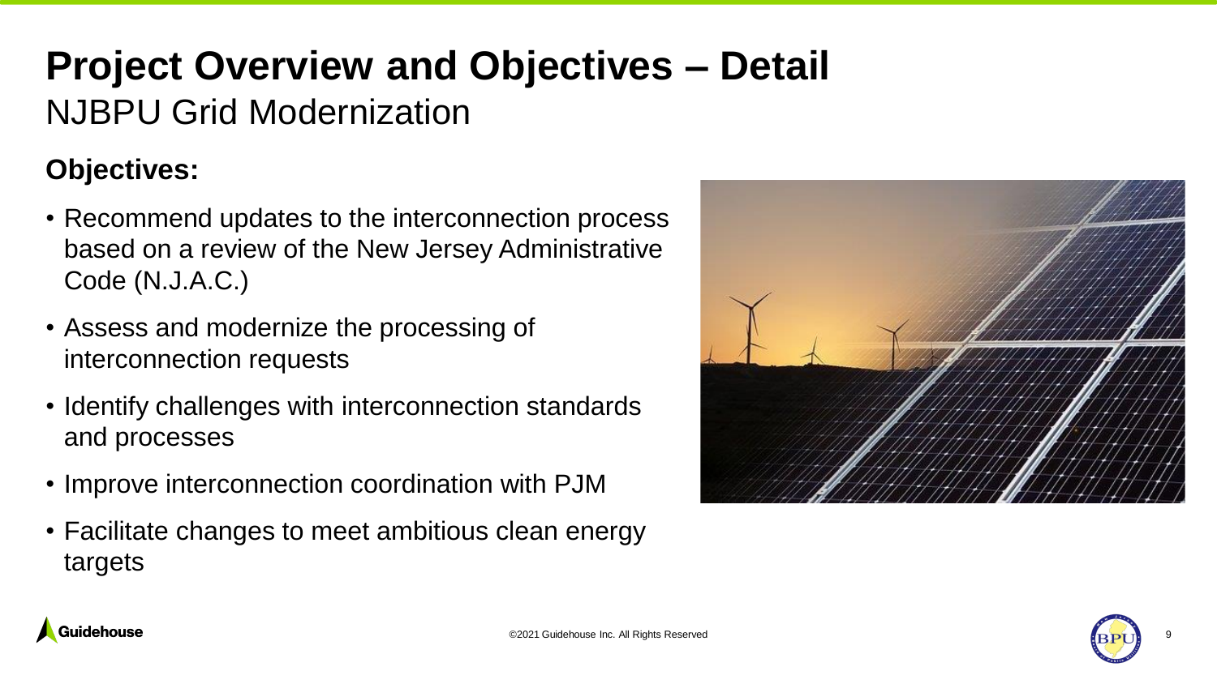# Project Overview and Objectives – Detail

NJBPU Grid Modernization

## Objectives:

- Recommend updates to the interconnection process based on a review of the New Jersey Administrative Code (N.J.A.C.)
- Assess and modernize the processing of interconnection requests
- Identify challenges with interconnection standards and processes
- Improve interconnection coordination with PJM
- Facilitate changes to meet ambitious clean energy targets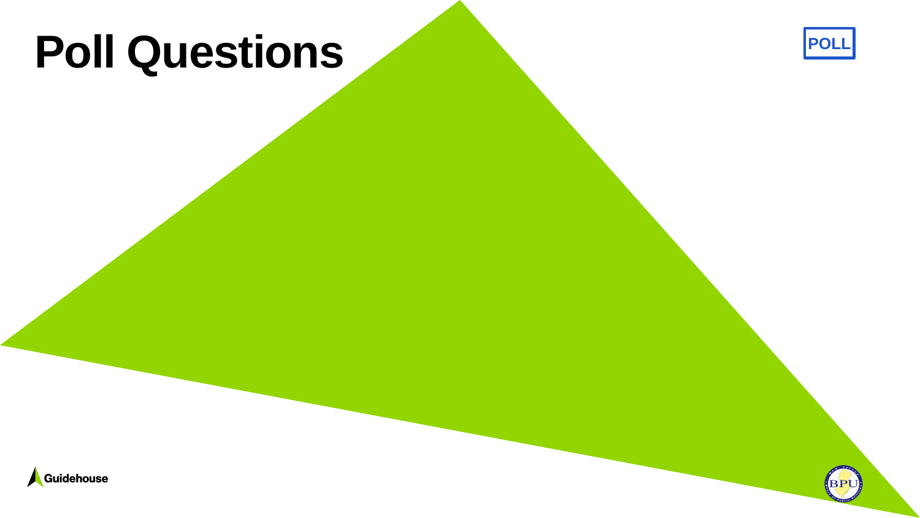# Poll Questions

POLL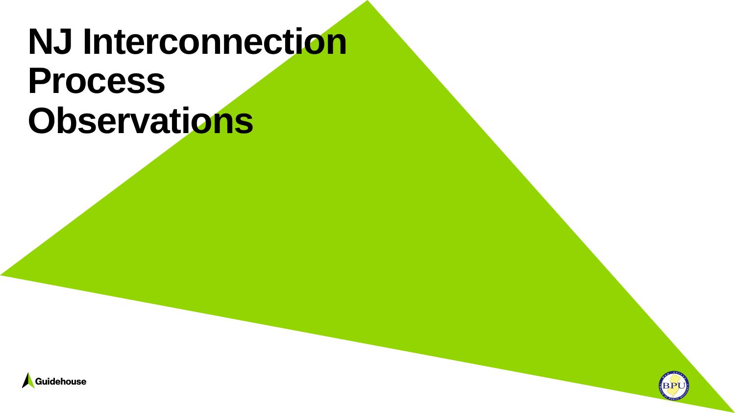# NJ Interconnection Process Observations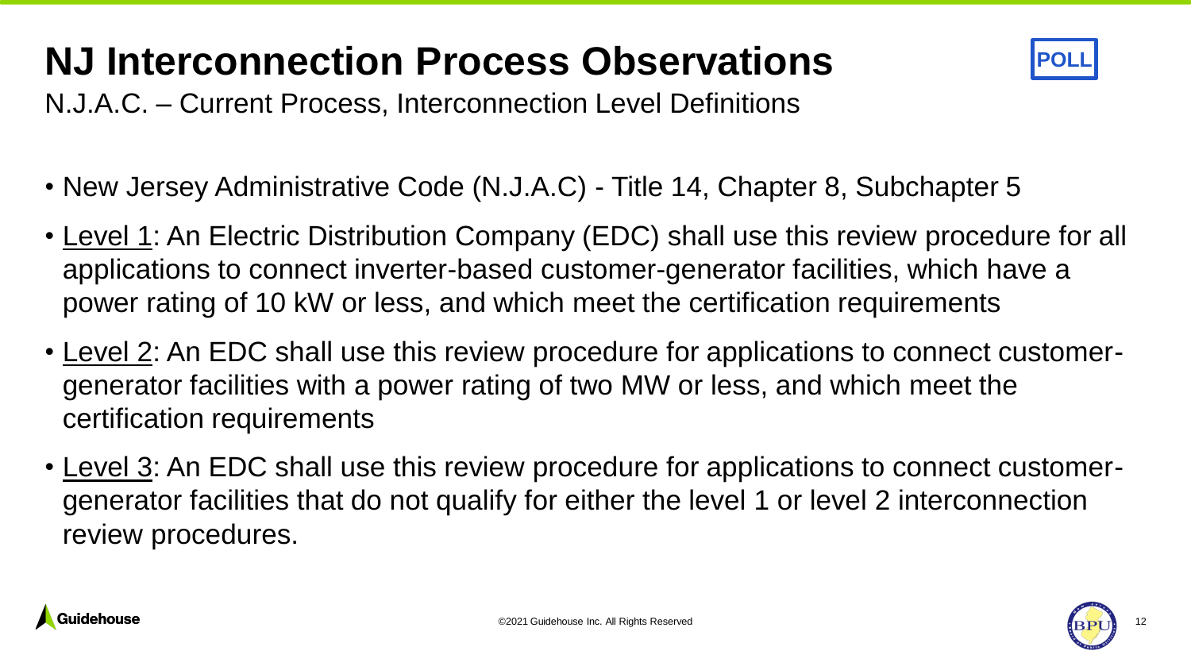# NJ Interconnection Process Observations

POLL

N.J.A.C. – Current Process, Interconnection Level Definitions

- New Jersey Administrative Code (N.J.A.C) - Title 14, Chapter 8, Subchapter 5
- Level 1: An Electric Distribution Company (EDC) shall use this review procedure for all applications to connect inverter-based customer-generator facilities, which have a power rating of 10 kW or less, and which meet the certification requirements
- Level 2: An EDC shall use this review procedure for applications to connect customer-generator facilities with a power rating of two MW or less, and which meet the certification requirements
- Level 3: An EDC shall use this review procedure for applications to connect customer-generator facilities that do not qualify for either the level 1 or level 2 interconnection review procedures.

©2021 Guidehouse Inc. All Rights Reserved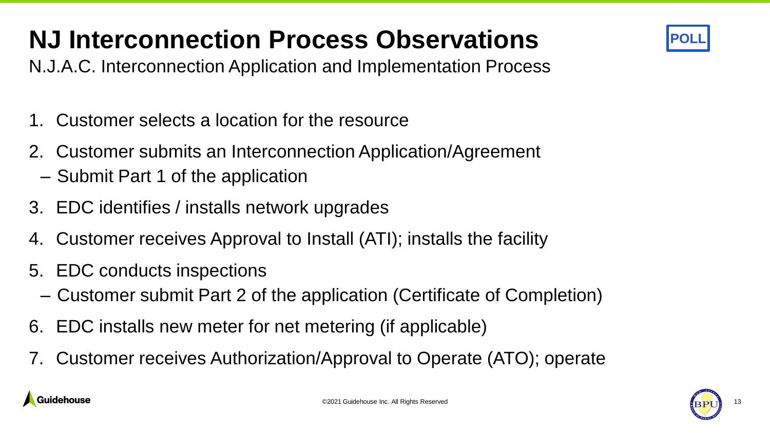# NJ Interconnection Process Observations

N.J.A.C. Interconnection Application and Implementation Process

POLL

1. Customer selects a location for the resource
2. Customer submits an Interconnection Application/Agreement
   – Submit Part 1 of the application
3. EDC identifies / installs network upgrades
4. Customer receives Approval to Install (ATI); installs the facility
5. EDC conducts inspections
   – Customer submit Part 2 of the application (Certificate of Completion)
6. EDC installs new meter for net metering (if applicable)
7. Customer receives Authorization/Approval to Operate (ATO); operate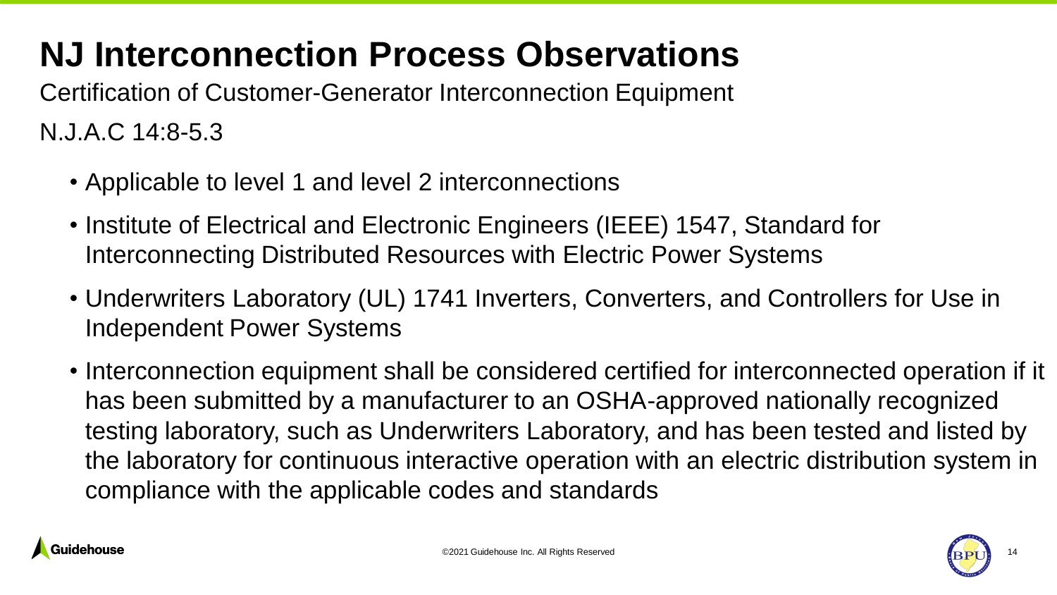# NJ Interconnection Process Observations

Certification of Customer-Generator Interconnection Equipment

N.J.A.C 14:8-5.3

- Applicable to level 1 and level 2 interconnections
- Institute of Electrical and Electronic Engineers (IEEE) 1547, Standard for Interconnecting Distributed Resources with Electric Power Systems
- Underwriters Laboratory (UL) 1741 Inverters, Converters, and Controllers for Use in Independent Power Systems
- Interconnection equipment shall be considered certified for interconnected operation if it has been submitted by a manufacturer to an OSHA-approved nationally recognized testing laboratory, such as Underwriters Laboratory, and has been tested and listed by the laboratory for continuous interactive operation with an electric distribution system in compliance with the applicable codes and standards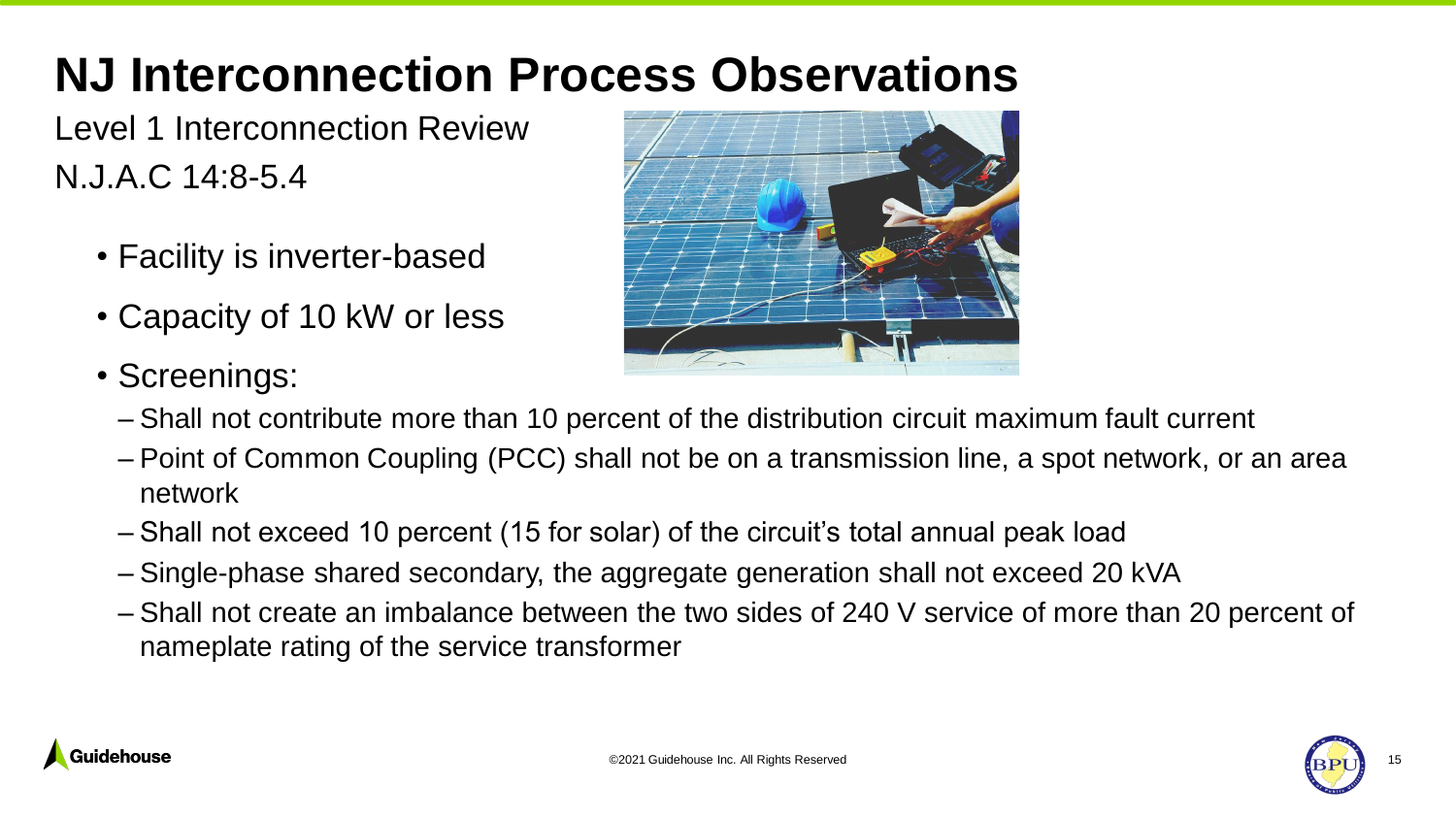# NJ Interconnection Process Observations

Level 1 Interconnection Review

N.J.A.C 14:8-5.4

- Facility is inverter-based
- Capacity of 10 kW or less
- Screenings:
  - Shall not contribute more than 10 percent of the distribution circuit maximum fault current
  - Point of Common Coupling (PCC) shall not be on a transmission line, a spot network, or an area network
  - Shall not exceed 10 percent (15 for solar) of the circuit's total annual peak load
  - Single-phase shared secondary, the aggregate generation shall not exceed 20 kVA
  - Shall not create an imbalance between the two sides of 240 V service of more than 20 percent of nameplate rating of the service transformer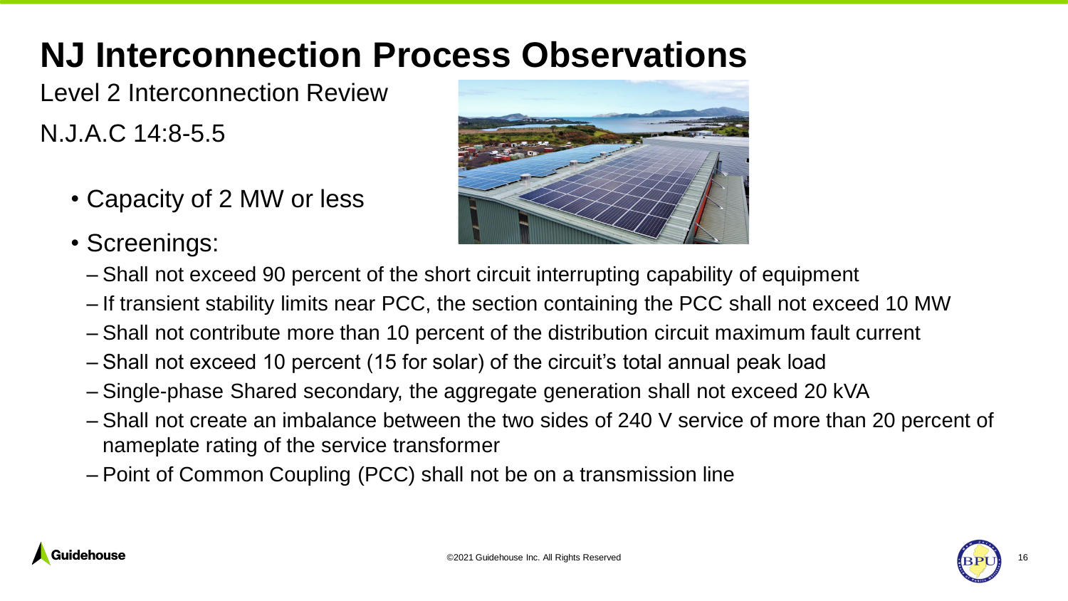# NJ Interconnection Process Observations

Level 2 Interconnection Review

N.J.A.C 14:8-5.5

- Capacity of 2 MW or less
- Screenings:
  - Shall not exceed 90 percent of the short circuit interrupting capability of equipment
  - If transient stability limits near PCC, the section containing the PCC shall not exceed 10 MW
  - Shall not contribute more than 10 percent of the distribution circuit maximum fault current
  - Shall not exceed 10 percent (15 for solar) of the circuit's total annual peak load
  - Single-phase Shared secondary, the aggregate generation shall not exceed 20 kVA
  - Shall not create an imbalance between the two sides of 240 V service of more than 20 percent of nameplate rating of the service transformer
  - Point of Common Coupling (PCC) shall not be on a transmission line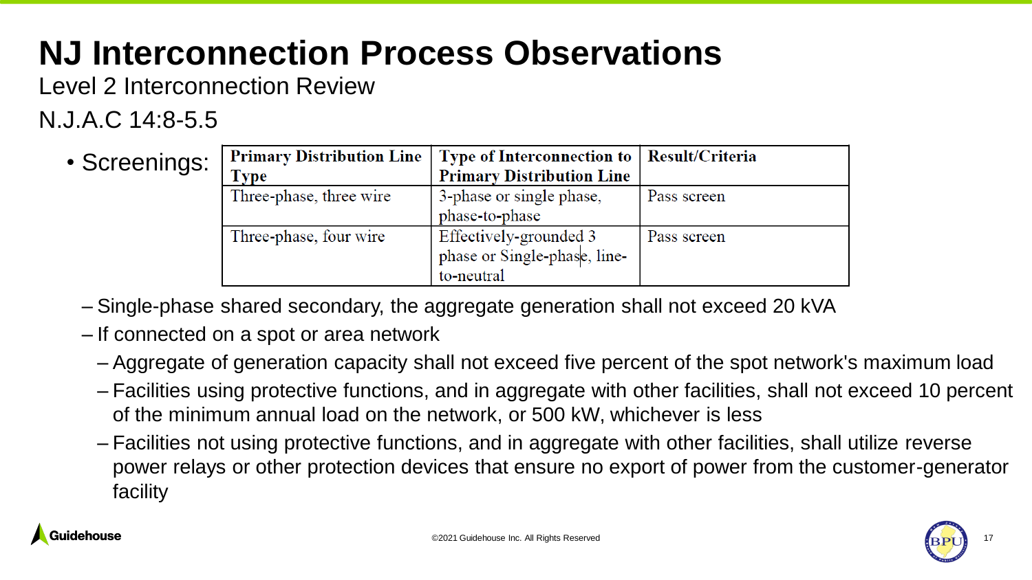# NJ Interconnection Process Observations

Level 2 Interconnection Review

N.J.A.C 14:8-5.5

- Screenings:

| Primary Distribution Line Type | Type of Interconnection to Primary Distribution Line | Result/Criteria |
|---|---|---|
| Three-phase, three wire | 3-phase or single phase, phase-to-phase | Pass screen |
| Three-phase, four wire | Effectively-grounded 3 phase or Single-phase, line-to-neutral | Pass screen |

  - Single-phase shared secondary, the aggregate generation shall not exceed 20 kVA
  - If connected on a spot or area network
    - Aggregate of generation capacity shall not exceed five percent of the spot network's maximum load
    - Facilities using protective functions, and in aggregate with other facilities, shall not exceed 10 percent of the minimum annual load on the network, or 500 kW, whichever is less
    - Facilities not using protective functions, and in aggregate with other facilities, shall utilize reverse power relays or other protection devices that ensure no export of power from the customer-generator facility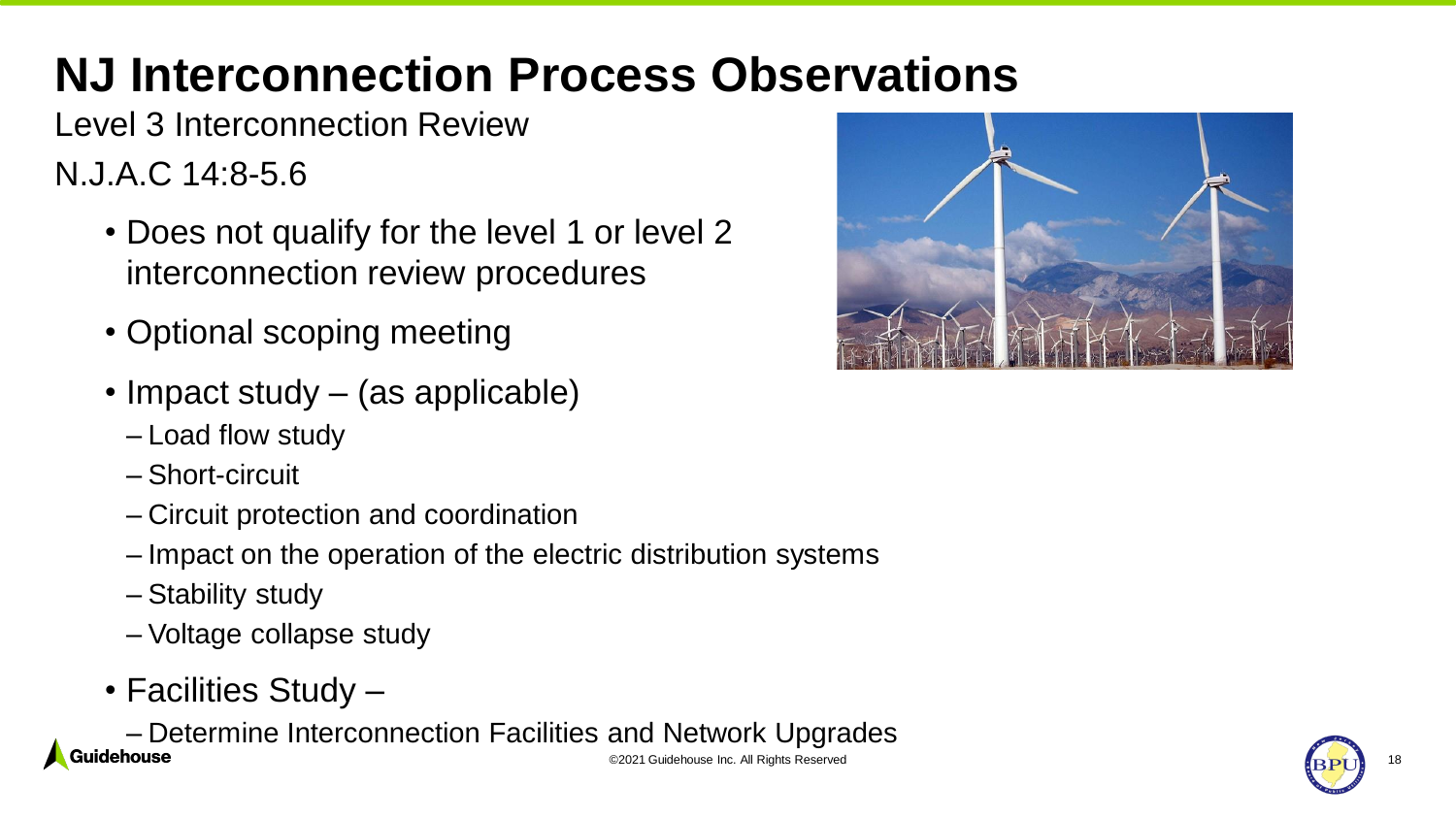# NJ Interconnection Process Observations

Level 3 Interconnection Review

N.J.A.C 14:8-5.6

- Does not qualify for the level 1 or level 2 interconnection review procedures
- Optional scoping meeting
- Impact study – (as applicable)
  - Load flow study
  - Short-circuit
  - Circuit protection and coordination
  - Impact on the operation of the electric distribution systems
  - Stability study
  - Voltage collapse study
- Facilities Study –
  - Determine Interconnection Facilities and Network Upgrades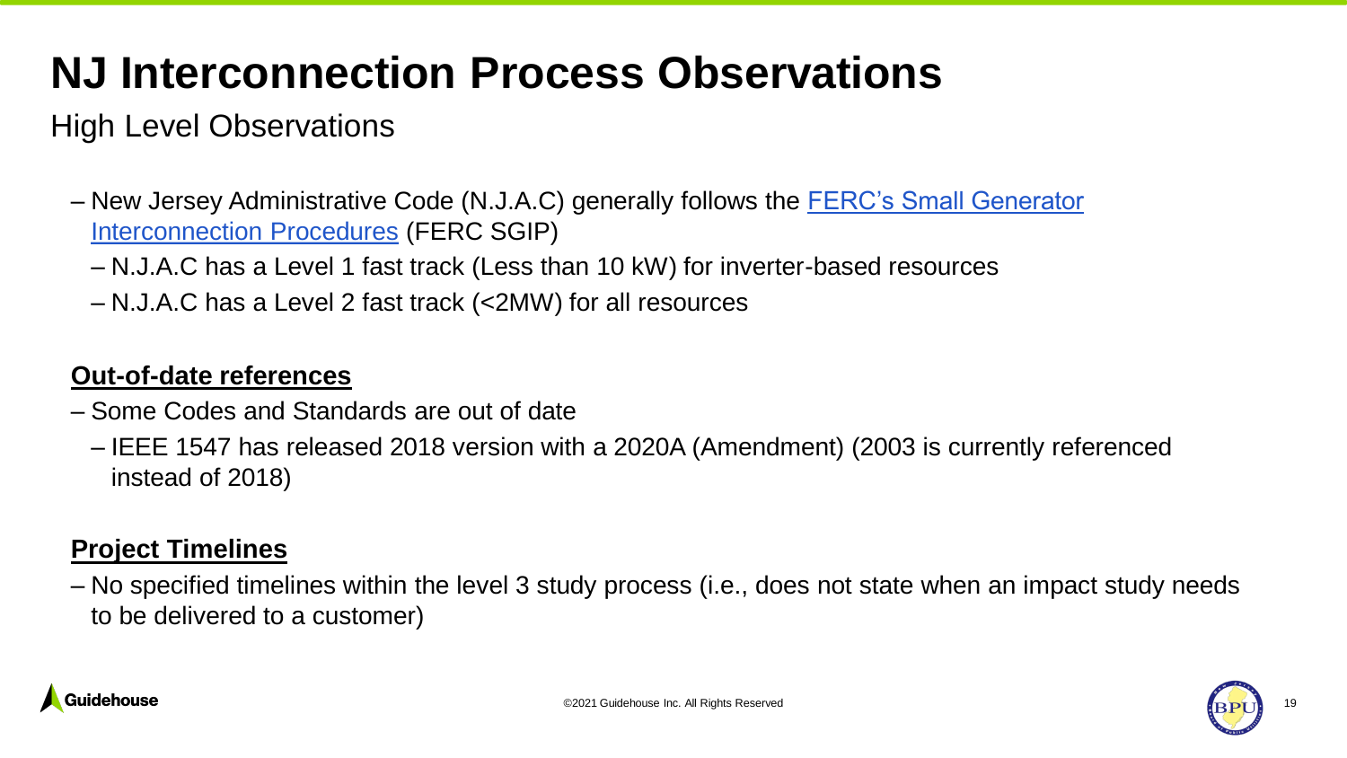# NJ Interconnection Process Observations

## High Level Observations

- New Jersey Administrative Code (N.J.A.C) generally follows the FERC's Small Generator Interconnection Procedures (FERC SGIP)
  - N.J.A.C has a Level 1 fast track (Less than 10 kW) for inverter-based resources
  - N.J.A.C has a Level 2 fast track (<2MW) for all resources

**Out-of-date references**

- Some Codes and Standards are out of date
  - IEEE 1547 has released 2018 version with a 2020A (Amendment) (2003 is currently referenced instead of 2018)

**Project Timelines**

- No specified timelines within the level 3 study process (i.e., does not state when an impact study needs to be delivered to a customer)

©2021 Guidehouse Inc. All Rights Reserved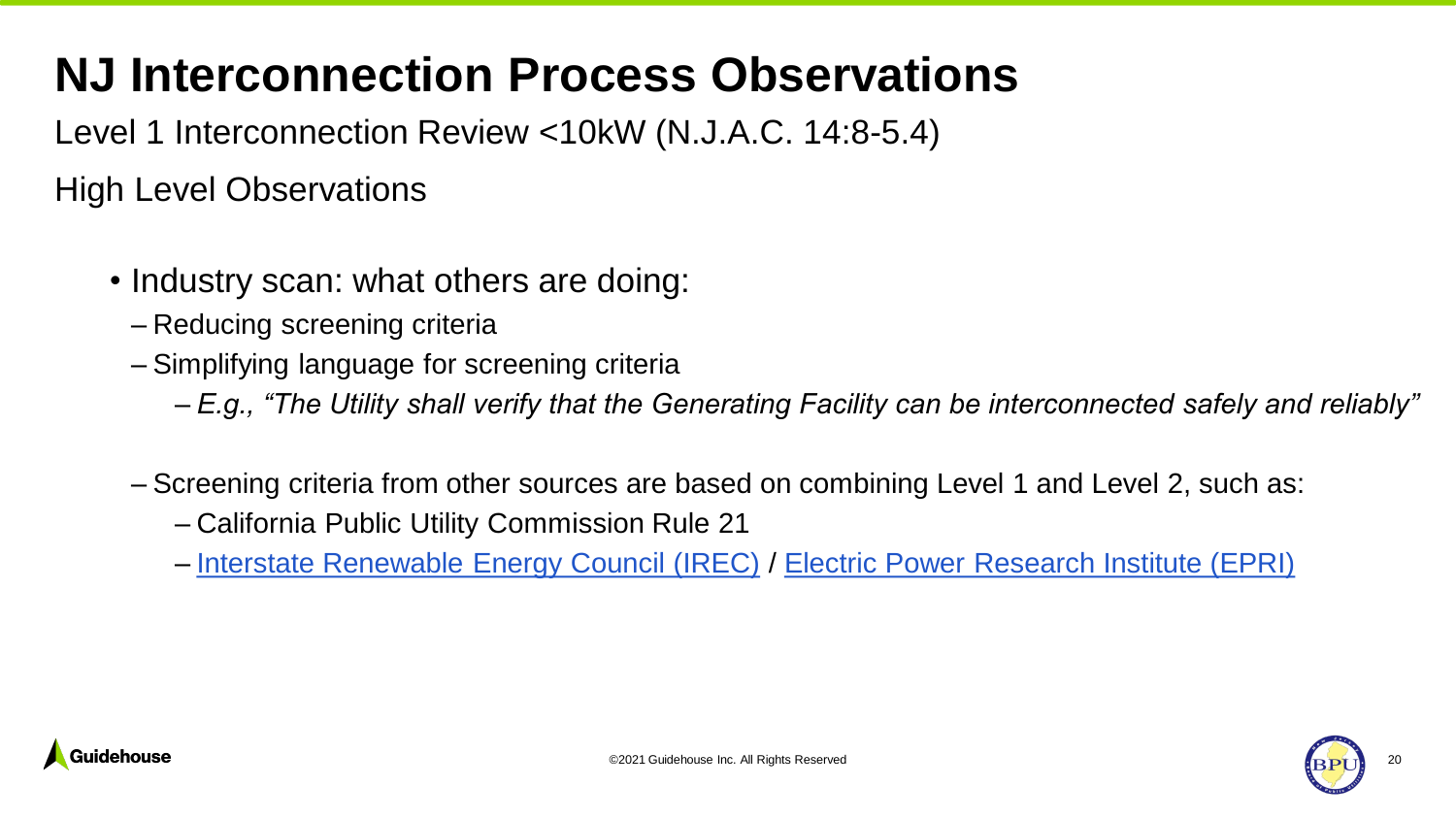# NJ Interconnection Process Observations

Level 1 Interconnection Review <10kW (N.J.A.C. 14:8-5.4)

High Level Observations

- Industry scan: what others are doing:
  - Reducing screening criteria
  - Simplifying language for screening criteria
    - *E.g., "The Utility shall verify that the Generating Facility can be interconnected safely and reliably"*
  - Screening criteria from other sources are based on combining Level 1 and Level 2, such as:
    - California Public Utility Commission Rule 21
    - Interstate Renewable Energy Council (IREC) / Electric Power Research Institute (EPRI)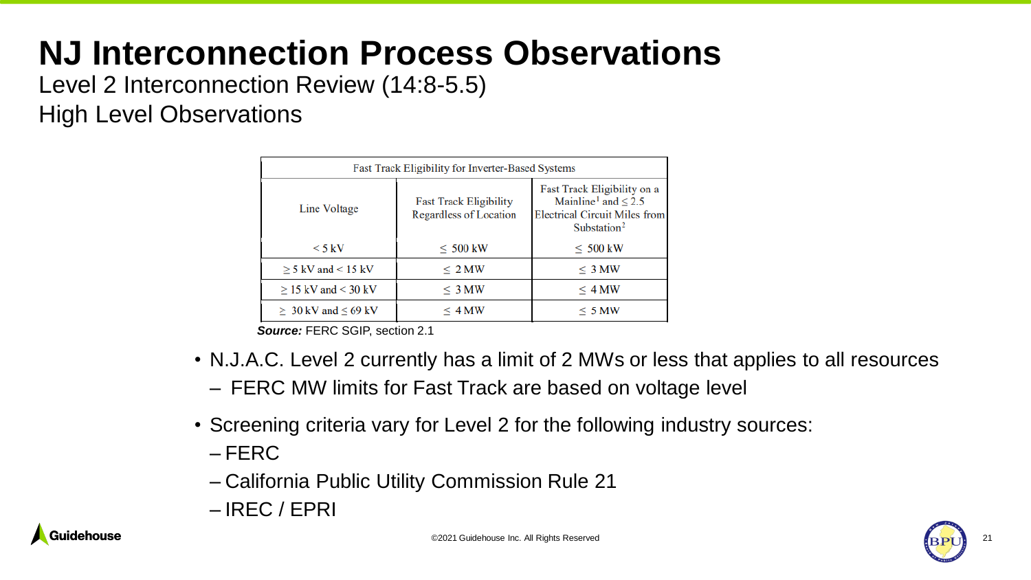# NJ Interconnection Process Observations

Level 2 Interconnection Review (14:8-5.5)

High Level Observations

| Fast Track Eligibility for Inverter-Based Systems | | |
|---|---|---|
| Line Voltage | Fast Track Eligibility Regardless of Location | Fast Track Eligibility on a Mainline[1] and ≤ 2.5 Electrical Circuit Miles from Substation[2] |
| < 5 kV | ≤ 500 kW | ≤ 500 kW |
| ≥ 5 kV and < 15 kV | ≤ 2 MW | ≤ 3 MW |
| ≥ 15 kV and < 30 kV | ≤ 3 MW | ≤ 4 MW |
| ≥ 30 kV and ≤ 69 kV | ≤ 4 MW | ≤ 5 MW |

***Source:*** FERC SGIP, section 2.1

- N.J.A.C. Level 2 currently has a limit of 2 MWs or less that applies to all resources
  - FERC MW limits for Fast Track are based on voltage level
- Screening criteria vary for Level 2 for the following industry sources:
  - FERC
  - California Public Utility Commission Rule 21
  - IREC / EPRI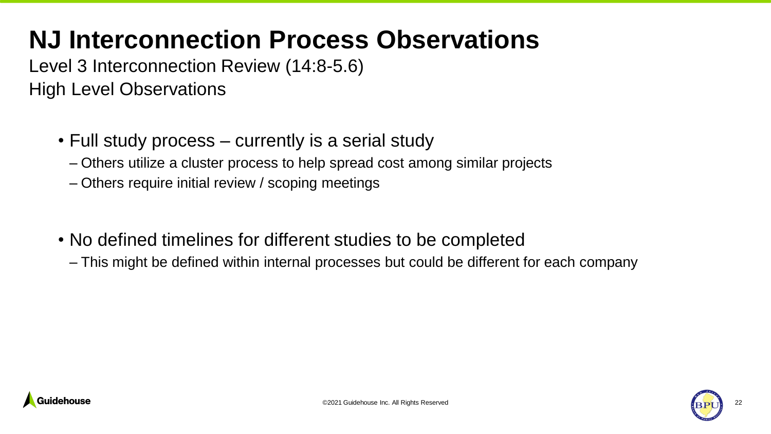# NJ Interconnection Process Observations

Level 3 Interconnection Review (14:8-5.6)

High Level Observations

- Full study process – currently is a serial study
  - Others utilize a cluster process to help spread cost among similar projects
  - Others require initial review / scoping meetings

- No defined timelines for different studies to be completed
  - This might be defined within internal processes but could be different for each company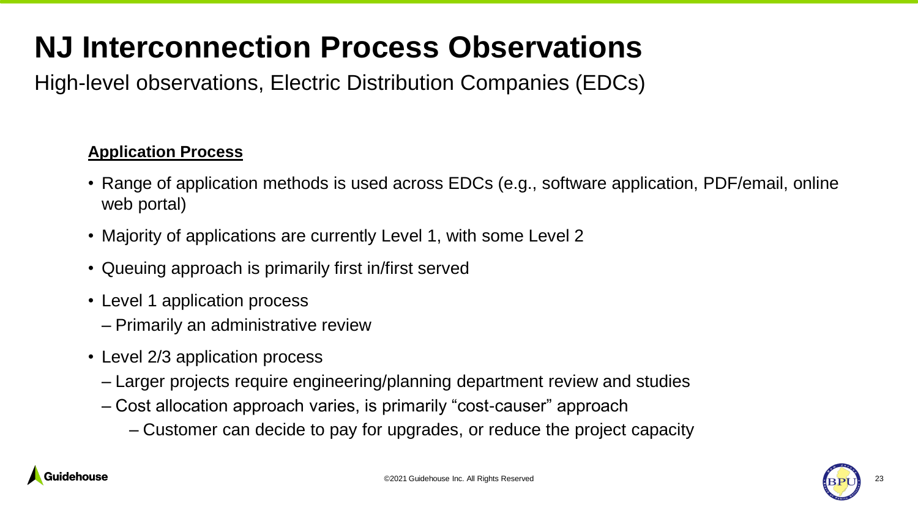# NJ Interconnection Process Observations

High-level observations, Electric Distribution Companies (EDCs)

**Application Process**

- Range of application methods is used across EDCs (e.g., software application, PDF/email, online web portal)
- Majority of applications are currently Level 1, with some Level 2
- Queuing approach is primarily first in/first served
- Level 1 application process
  - Primarily an administrative review
- Level 2/3 application process
  - Larger projects require engineering/planning department review and studies
  - Cost allocation approach varies, is primarily "cost-causer" approach
    - Customer can decide to pay for upgrades, or reduce the project capacity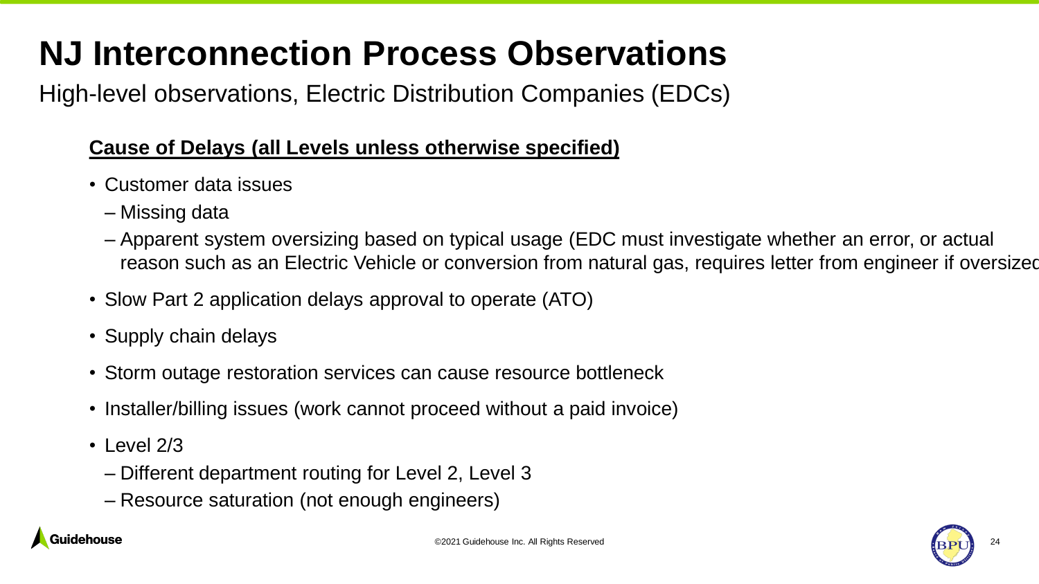# NJ Interconnection Process Observations

High-level observations, Electric Distribution Companies (EDCs)

**Cause of Delays (all Levels unless otherwise specified)**

- Customer data issues
  - Missing data
  - Apparent system oversizing based on typical usage (EDC must investigate whether an error, or actual reason such as an Electric Vehicle or conversion from natural gas, requires letter from engineer if oversized
- Slow Part 2 application delays approval to operate (ATO)
- Supply chain delays
- Storm outage restoration services can cause resource bottleneck
- Installer/billing issues (work cannot proceed without a paid invoice)
- Level 2/3
  - Different department routing for Level 2, Level 3
  - Resource saturation (not enough engineers)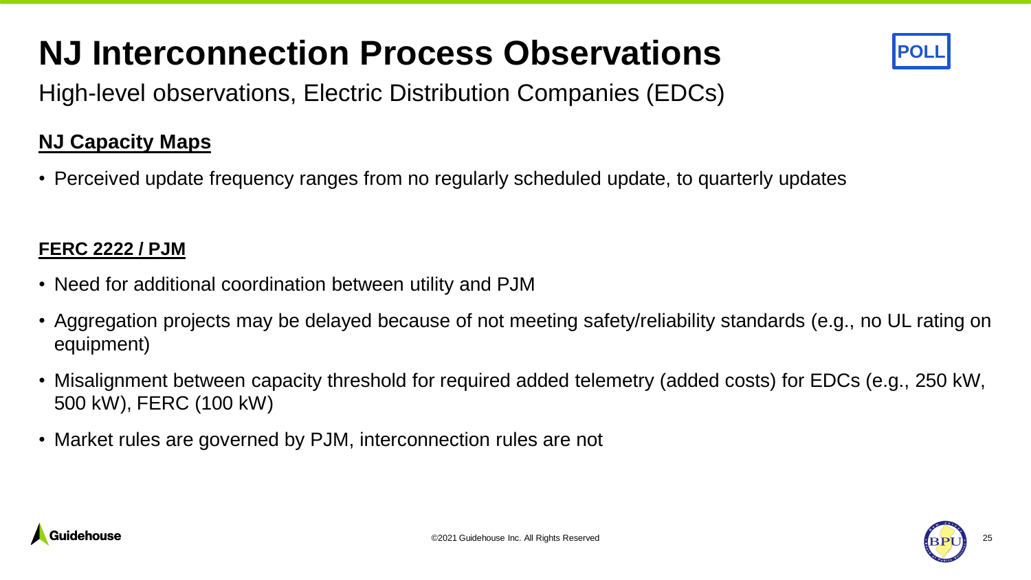# NJ Interconnection Process Observations

POLL

High-level observations, Electric Distribution Companies (EDCs)

## NJ Capacity Maps

- Perceived update frequency ranges from no regularly scheduled update, to quarterly updates

## FERC 2222 / PJM

- Need for additional coordination between utility and PJM
- Aggregation projects may be delayed because of not meeting safety/reliability standards (e.g., no UL rating on equipment)
- Misalignment between capacity threshold for required added telemetry (added costs) for EDCs (e.g., 250 kW, 500 kW), FERC (100 kW)
- Market rules are governed by PJM, interconnection rules are not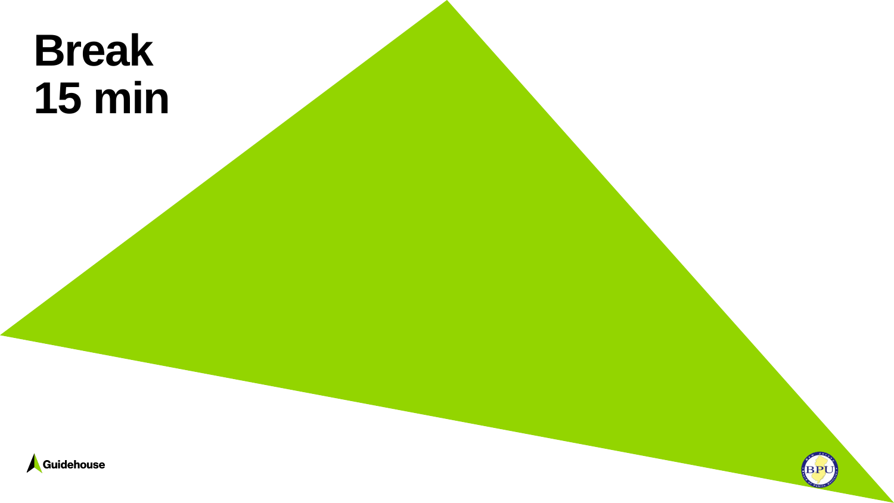# Break
# 15 min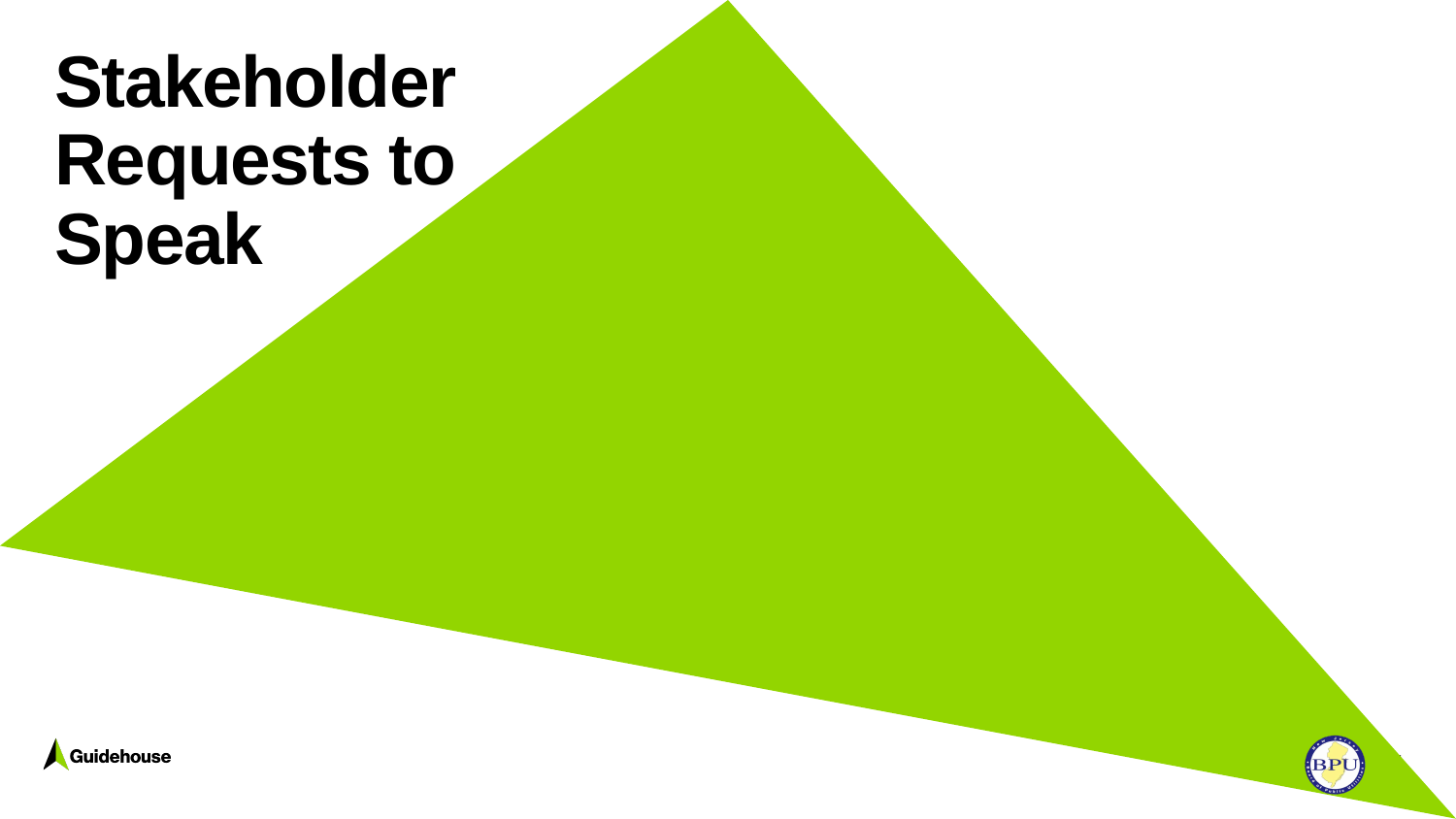# Stakeholder Requests to Speak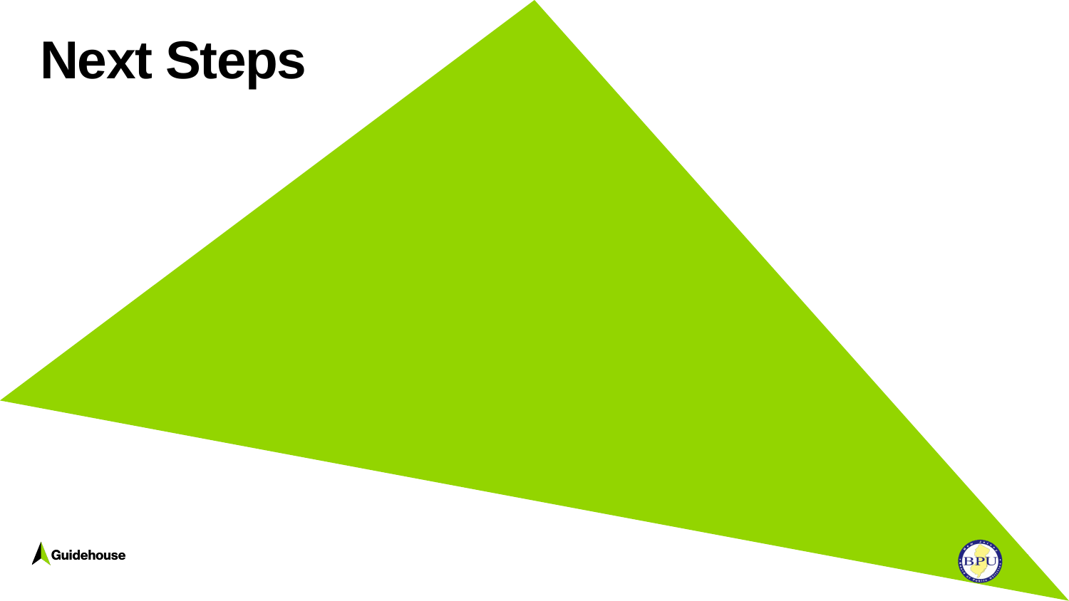# Next Steps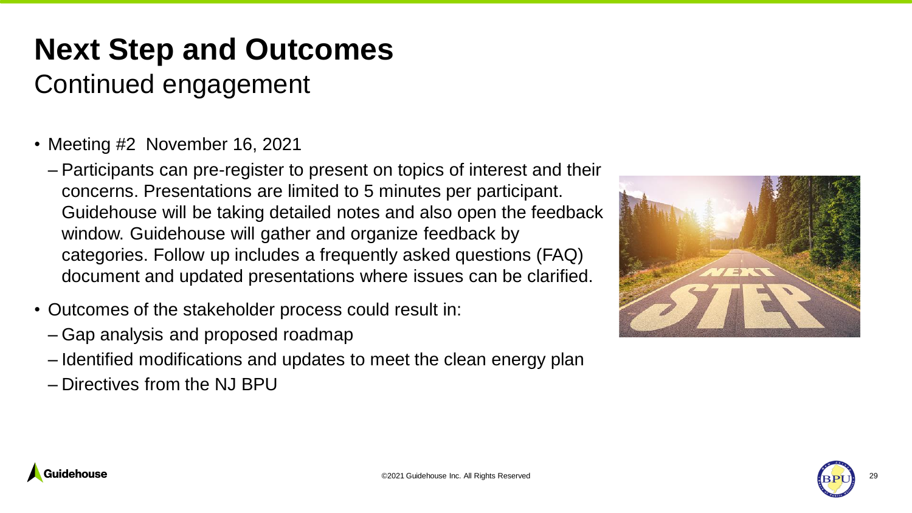# Next Step and Outcomes

## Continued engagement

- Meeting #2 November 16, 2021
  - Participants can pre-register to present on topics of interest and their concerns. Presentations are limited to 5 minutes per participant. Guidehouse will be taking detailed notes and also open the feedback window. Guidehouse will gather and organize feedback by categories. Follow up includes a frequently asked questions (FAQ) document and updated presentations where issues can be clarified.
- Outcomes of the stakeholder process could result in:
  - Gap analysis and proposed roadmap
  - Identified modifications and updates to meet the clean energy plan
  - Directives from the NJ BPU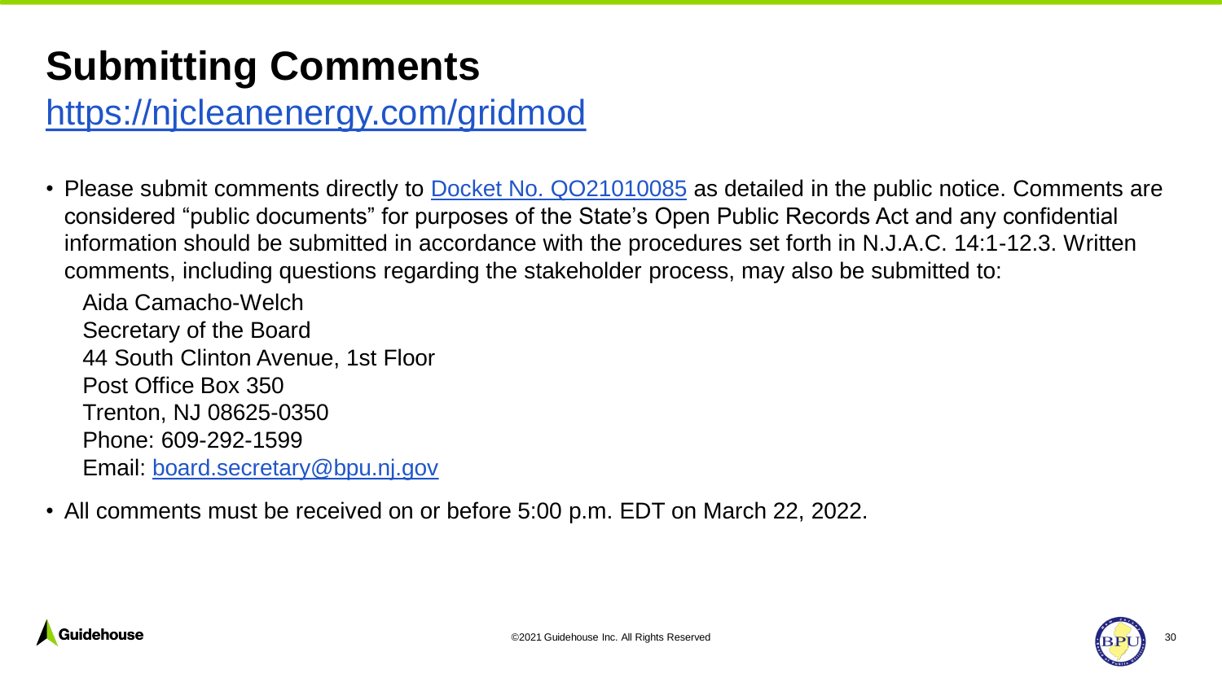# Submitting Comments

[https://njcleanenergy.com/gridmod](https://njcleanenergy.com/gridmod)

- Please submit comments directly to Docket No. QO21010085 as detailed in the public notice. Comments are considered "public documents" for purposes of the State's Open Public Records Act and any confidential information should be submitted in accordance with the procedures set forth in N.J.A.C. 14:1-12.3. Written comments, including questions regarding the stakeholder process, may also be submitted to:

  Aida Camacho-Welch
  Secretary of the Board
  44 South Clinton Avenue, 1st Floor
  Post Office Box 350
  Trenton, NJ 08625-0350
  Phone: 609-292-1599
  Email: board.secretary@bpu.nj.gov

- All comments must be received on or before 5:00 p.m. EDT on March 22, 2022.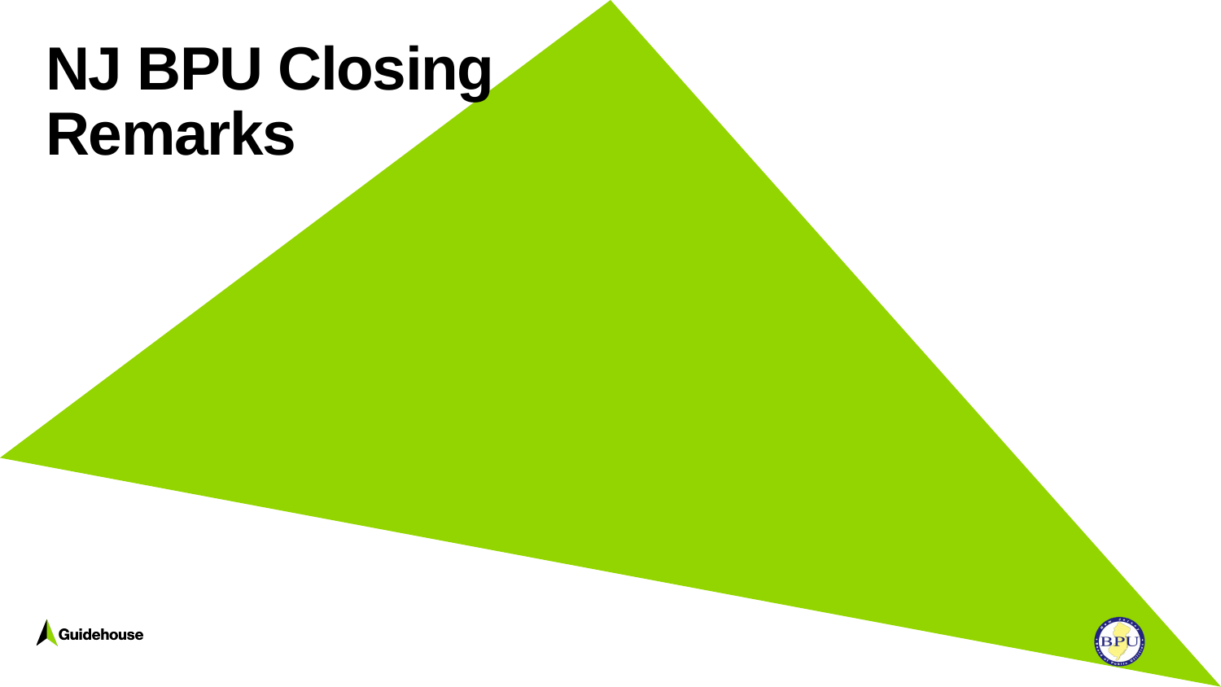# NJ BPU Closing Remarks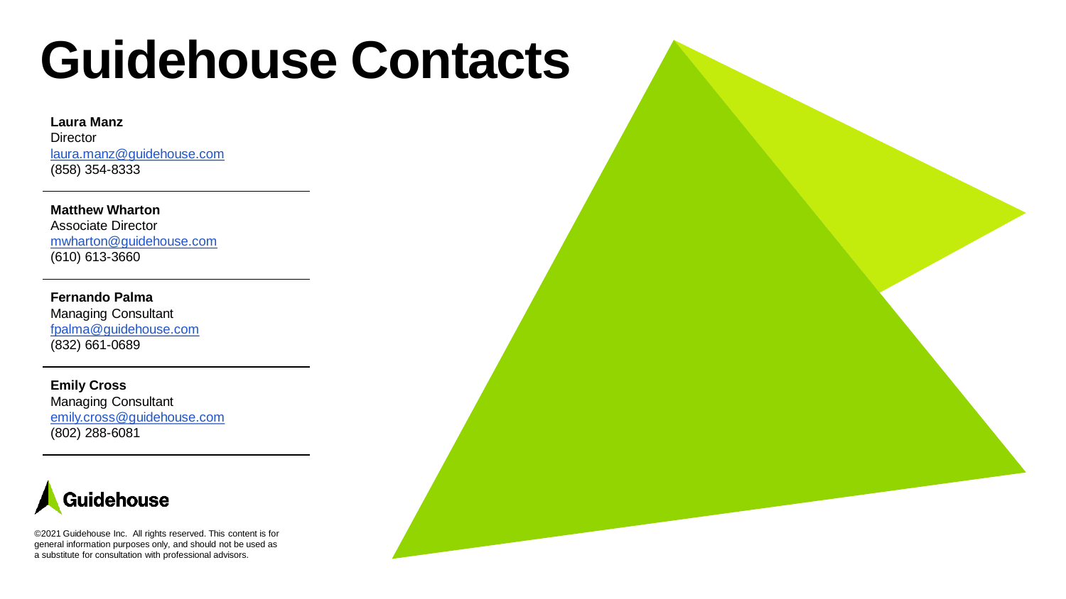# Guidehouse Contacts

**Laura Manz**
Director
laura.manz@guidehouse.com
(858) 354-8333

---

**Matthew Wharton**
Associate Director
mwharton@guidehouse.com
(610) 613-3660

---

**Fernando Palma**
Managing Consultant
fpalma@guidehouse.com
(832) 661-0689

---

**Emily Cross**
Managing Consultant
emily.cross@guidehouse.com
(802) 288-6081

---

Guidehouse

©2021 Guidehouse Inc. All rights reserved. This content is for general information purposes only, and should not be used as a substitute for consultation with professional advisors.